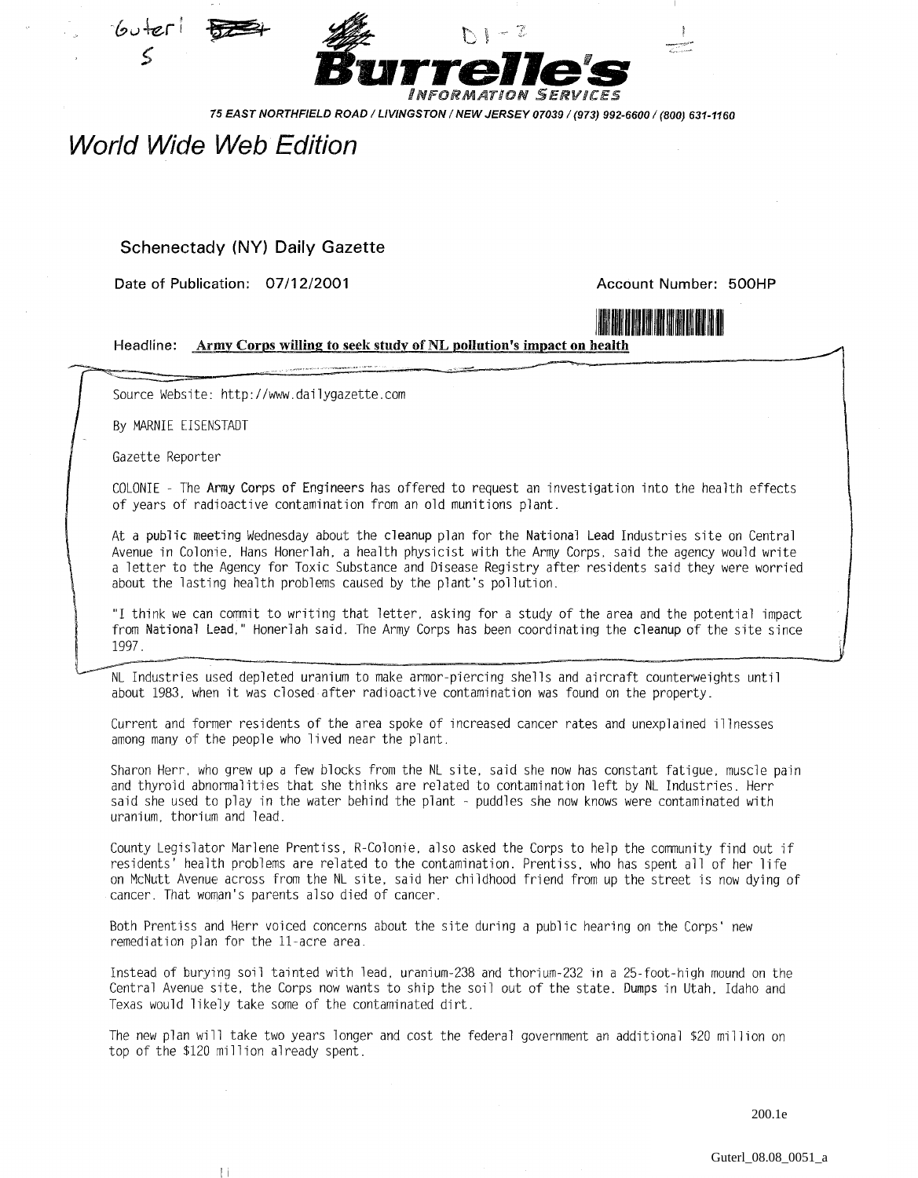Guterl 5

D1-3

# Burrelle's

INFORMATION SERVICES

75 EAST NORTHFIELD ROAD / LIVINGSTON / NEW JERSEY 07039 / (973) 992-6600 / (800) 631-1160

## World Wide Web Edition

**Schenectady (NY) Daily Gazette**

Date of Publication: 07/12/2001

Account Number: 500HP

Headline: **Army Corps willing to seek study of NL pollution's impact on health**

Source Website: http://www.dailygazette.com

By MARNIE EISENSTADT

Gazette Reporter

COLONIE - The Army Corps of Engineers has offered to request an investigation into the health effects of years of radioactive contamination from an old munitions plant.

At a public meeting Wednesday about the cleanup plan for the National Lead Industries site on Central Avenue in Colonie, Hans Honerlah, a health physicist with the Army Corps, said the agency would write a letter to the Agency for Toxic Substance and Disease Registry after residents said they were worried about the lasting health problems caused by the plant's pollution.

"I think we can commit to writing that letter, asking for a study of the area and the potential impact from National Lead," Honerlah said. The Army Corps has been coordinating the cleanup of the site since 1997.

NL Industries used depleted uranium to make armor-piercing shells and aircraft counterweights until about 1983, when it was closed after radioactive contamination was found on the property.

Current and former residents of the area spoke of increased cancer rates and unexplained illnesses among many of the people who lived near the plant.

Sharon Herr, who grew up a few blocks from the NL site, said she now has constant fatigue, muscle pain and thyroid abnormalities that she thinks are related to contamination left by NL Industries. Herr said she used to play in the water behind the plant - puddles she now knows were contaminated with uranium, thorium and lead.

County Legislator Marlene Prentiss, R-Colonie, also asked the Corps to help the community find out if residents' health problems are related to the contamination. Prentiss, who has spent all of her life on McNutt Avenue across from the NL site, said her childhood friend from up the street is now dying of cancer. That woman's parents also died of cancer.

Both Prentiss and Herr voiced concerns about the site during a public hearing on the Corps' new remediation plan for the 11-acre area.

Instead of burying soil tainted with lead, uranium-238 and thorium-232 in a 25-foot-high mound on the Central Avenue site, the Corps now wants to ship the soil out of the state. Dumps in Utah, Idaho and Texas would likely take some of the contaminated dirt.

The new plan will take two years longer and cost the federal government an additional $20 million on top of the $120 million already spent.

200.1e

Guterl_08.08_0051_a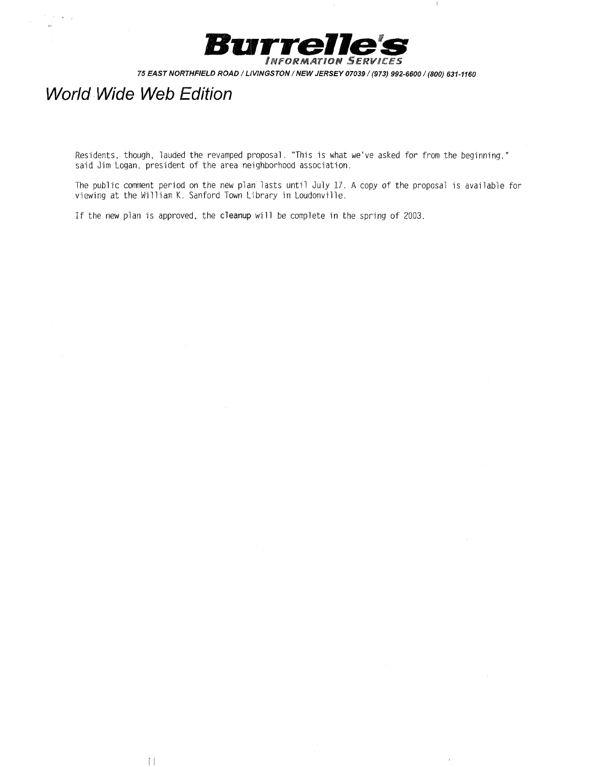Residents, though, lauded the revamped proposal. "This is what we've asked for from the beginning," said Jim Logan, president of the area neighborhood association.

The public comment period on the new plan lasts until July 17. A copy of the proposal is available for viewing at the William K. Sanford Town Library in Loudonville.

If the new plan is approved, the cleanup will be complete in the spring of 2003.